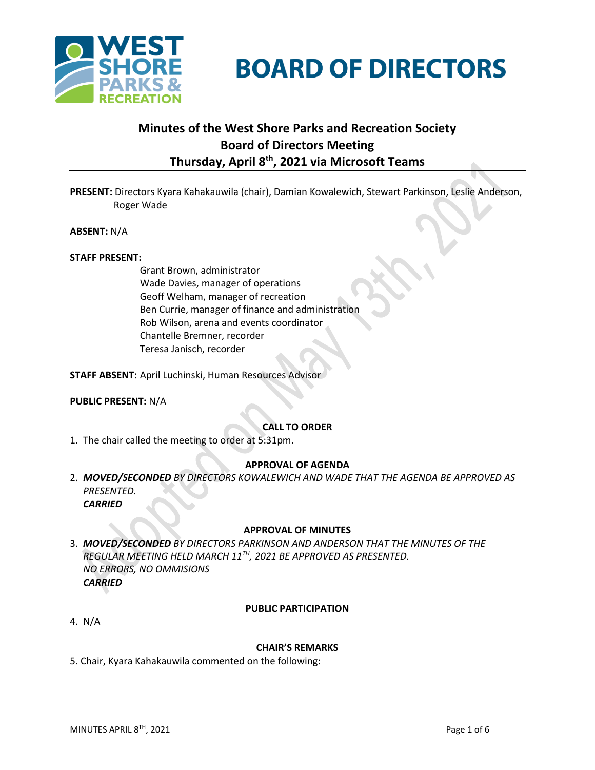# BOARD OF DIRECTORS

## Minutes of the West Shore Parks and Recreation Society Board of Directors Meeting Thursday, April 8th, 2021 via Microsoft Teams

**PRESENT:** Directors Kyara Kahakauwila (chair), Damian Kowalewich, Stewart Parkinson, Leslie Anderson, Roger Wade

**ABSENT:** N/A

**STAFF PRESENT:**

Grant Brown, administrator
Wade Davies, manager of operations
Geoff Welham, manager of recreation
Ben Currie, manager of finance and administration
Rob Wilson, arena and events coordinator
Chantelle Bremner, recorder
Teresa Janisch, recorder

**STAFF ABSENT:** April Luchinski, Human Resources Advisor

**PUBLIC PRESENT:** N/A

### CALL TO ORDER

1. The chair called the meeting to order at 5:31pm.

### APPROVAL OF AGENDA

2. ***MOVED/SECONDED*** *BY DIRECTORS KOWALEWICH AND WADE THAT THE AGENDA BE APPROVED AS PRESENTED.*
   ***CARRIED***

### APPROVAL OF MINUTES

3. ***MOVED/SECONDED*** *BY DIRECTORS PARKINSON AND ANDERSON THAT THE MINUTES OF THE REGULAR MEETING HELD MARCH 11TH, 2021 BE APPROVED AS PRESENTED.*
   *NO ERRORS, NO OMMISIONS*
   ***CARRIED***

### PUBLIC PARTICIPATION

4. N/A

### CHAIR'S REMARKS

5. Chair, Kyara Kahakauwila commented on the following: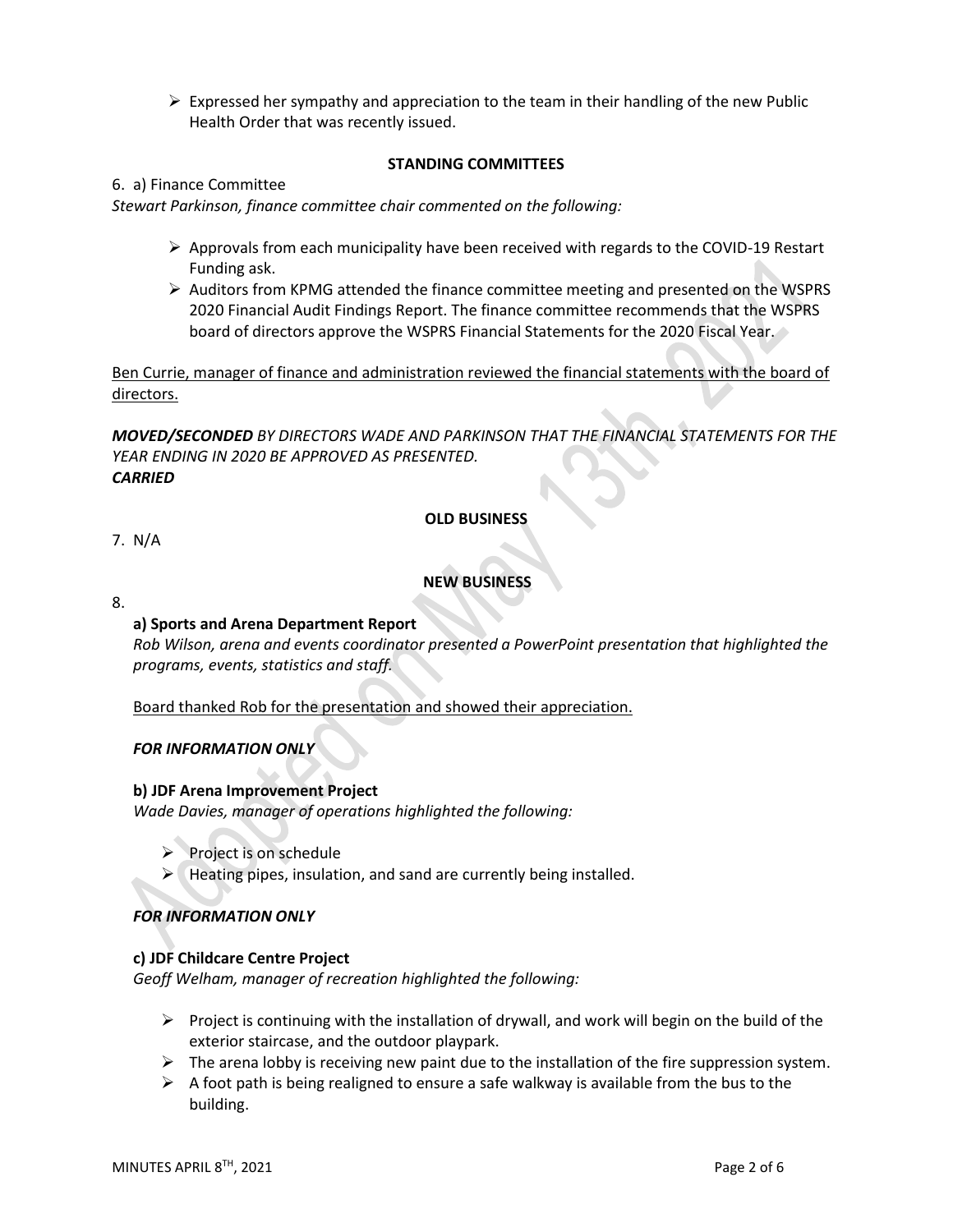- Expressed her sympathy and appreciation to the team in their handling of the new Public Health Order that was recently issued.

**STANDING COMMITTEES**

6. a) Finance Committee

*Stewart Parkinson, finance committee chair commented on the following:*

- Approvals from each municipality have been received with regards to the COVID-19 Restart Funding ask.
- Auditors from KPMG attended the finance committee meeting and presented on the WSPRS 2020 Financial Audit Findings Report. The finance committee recommends that the WSPRS board of directors approve the WSPRS Financial Statements for the 2020 Fiscal Year.

<u>Ben Currie, manager of finance and administration reviewed the financial statements with the board of directors.</u>

***MOVED/SECONDED*** *BY DIRECTORS WADE AND PARKINSON THAT THE FINANCIAL STATEMENTS FOR THE YEAR ENDING IN 2020 BE APPROVED AS PRESENTED.*
***CARRIED***

**OLD BUSINESS**

7. N/A

**NEW BUSINESS**

8.

**a) Sports and Arena Department Report**

*Rob Wilson, arena and events coordinator presented a PowerPoint presentation that highlighted the programs, events, statistics and staff.*

<u>Board thanked Rob for the presentation and showed their appreciation.</u>

***FOR INFORMATION ONLY***

**b) JDF Arena Improvement Project**

*Wade Davies, manager of operations highlighted the following:*

- Project is on schedule
- Heating pipes, insulation, and sand are currently being installed.

***FOR INFORMATION ONLY***

**c) JDF Childcare Centre Project**

*Geoff Welham, manager of recreation highlighted the following:*

- Project is continuing with the installation of drywall, and work will begin on the build of the exterior staircase, and the outdoor playpark.
- The arena lobby is receiving new paint due to the installation of the fire suppression system.
- A foot path is being realigned to ensure a safe walkway is available from the bus to the building.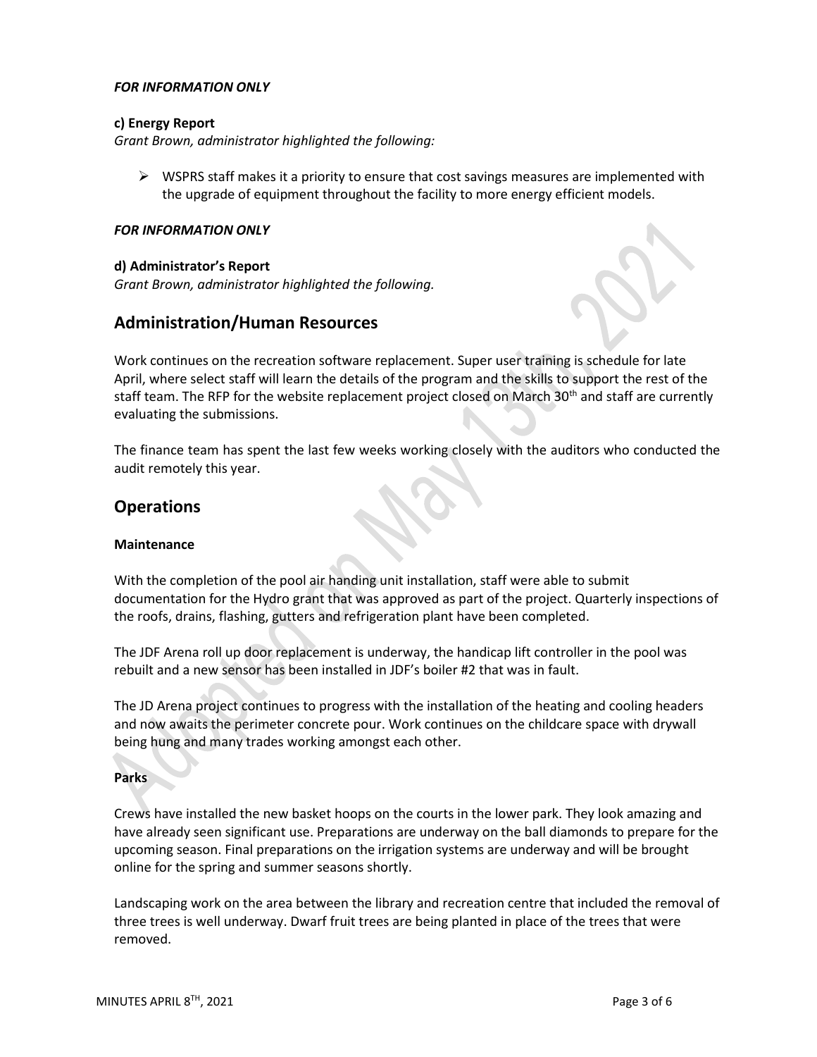***FOR INFORMATION ONLY***

**c) Energy Report**

*Grant Brown, administrator highlighted the following:*

- WSPRS staff makes it a priority to ensure that cost savings measures are implemented with the upgrade of equipment throughout the facility to more energy efficient models.

***FOR INFORMATION ONLY***

**d) Administrator's Report**

*Grant Brown, administrator highlighted the following.*

## Administration/Human Resources

Work continues on the recreation software replacement. Super user training is schedule for late April, where select staff will learn the details of the program and the skills to support the rest of the staff team. The RFP for the website replacement project closed on March 30th and staff are currently evaluating the submissions.

The finance team has spent the last few weeks working closely with the auditors who conducted the audit remotely this year.

## Operations

**Maintenance**

With the completion of the pool air handing unit installation, staff were able to submit documentation for the Hydro grant that was approved as part of the project. Quarterly inspections of the roofs, drains, flashing, gutters and refrigeration plant have been completed.

The JDF Arena roll up door replacement is underway, the handicap lift controller in the pool was rebuilt and a new sensor has been installed in JDF's boiler #2 that was in fault.

The JD Arena project continues to progress with the installation of the heating and cooling headers and now awaits the perimeter concrete pour. Work continues on the childcare space with drywall being hung and many trades working amongst each other.

**Parks**

Crews have installed the new basket hoops on the courts in the lower park. They look amazing and have already seen significant use. Preparations are underway on the ball diamonds to prepare for the upcoming season. Final preparations on the irrigation systems are underway and will be brought online for the spring and summer seasons shortly.

Landscaping work on the area between the library and recreation centre that included the removal of three trees is well underway. Dwarf fruit trees are being planted in place of the trees that were removed.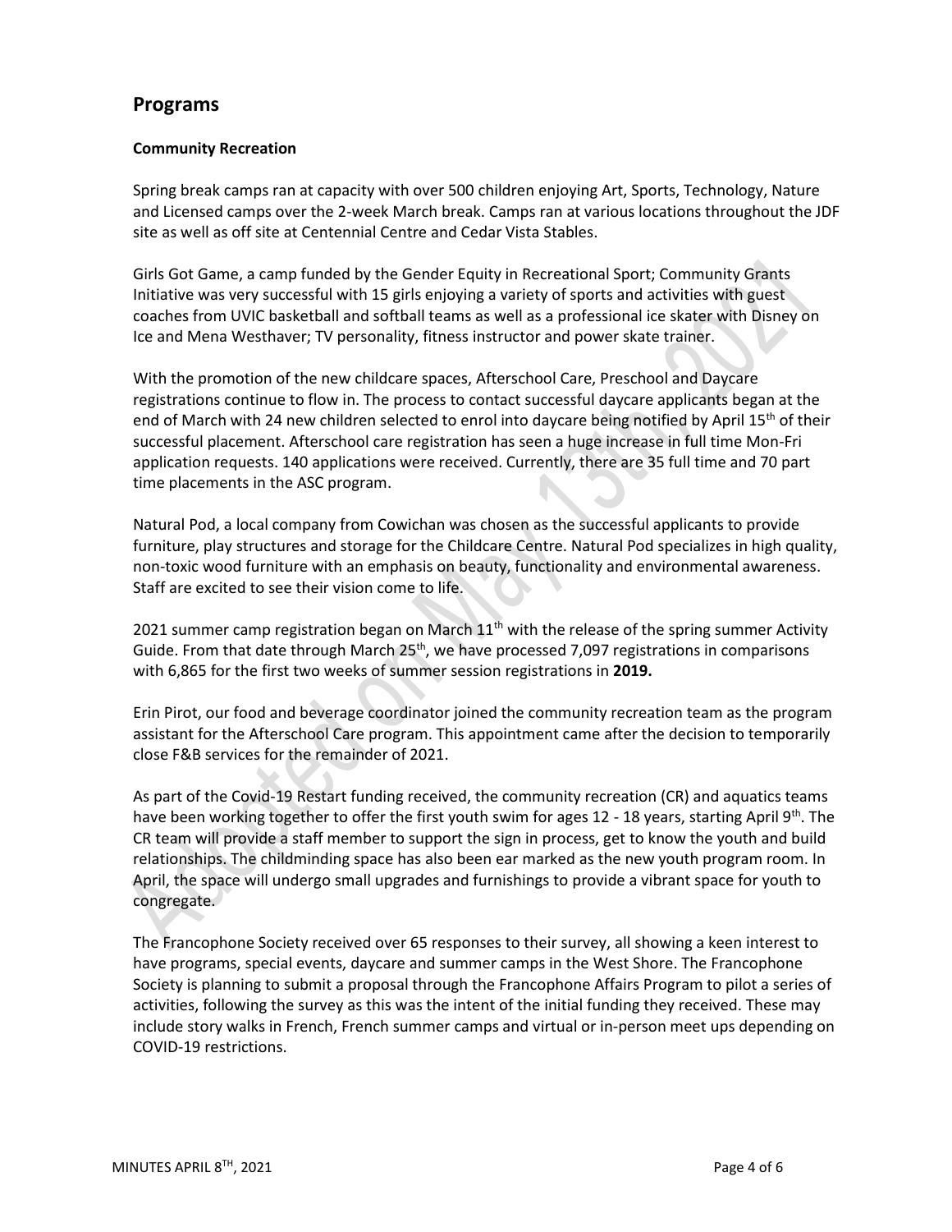## Programs

### Community Recreation

Spring break camps ran at capacity with over 500 children enjoying Art, Sports, Technology, Nature and Licensed camps over the 2-week March break. Camps ran at various locations throughout the JDF site as well as off site at Centennial Centre and Cedar Vista Stables.

Girls Got Game, a camp funded by the Gender Equity in Recreational Sport; Community Grants Initiative was very successful with 15 girls enjoying a variety of sports and activities with guest coaches from UVIC basketball and softball teams as well as a professional ice skater with Disney on Ice and Mena Westhaver; TV personality, fitness instructor and power skate trainer.

With the promotion of the new childcare spaces, Afterschool Care, Preschool and Daycare registrations continue to flow in. The process to contact successful daycare applicants began at the end of March with 24 new children selected to enrol into daycare being notified by April 15th of their successful placement. Afterschool care registration has seen a huge increase in full time Mon-Fri application requests. 140 applications were received. Currently, there are 35 full time and 70 part time placements in the ASC program.

Natural Pod, a local company from Cowichan was chosen as the successful applicants to provide furniture, play structures and storage for the Childcare Centre. Natural Pod specializes in high quality, non-toxic wood furniture with an emphasis on beauty, functionality and environmental awareness. Staff are excited to see their vision come to life.

2021 summer camp registration began on March 11th with the release of the spring summer Activity Guide. From that date through March 25th, we have processed 7,097 registrations in comparisons with 6,865 for the first two weeks of summer session registrations in **2019.**

Erin Pirot, our food and beverage coordinator joined the community recreation team as the program assistant for the Afterschool Care program. This appointment came after the decision to temporarily close F&B services for the remainder of 2021.

As part of the Covid-19 Restart funding received, the community recreation (CR) and aquatics teams have been working together to offer the first youth swim for ages 12 - 18 years, starting April 9th. The CR team will provide a staff member to support the sign in process, get to know the youth and build relationships. The childminding space has also been ear marked as the new youth program room. In April, the space will undergo small upgrades and furnishings to provide a vibrant space for youth to congregate.

The Francophone Society received over 65 responses to their survey, all showing a keen interest to have programs, special events, daycare and summer camps in the West Shore. The Francophone Society is planning to submit a proposal through the Francophone Affairs Program to pilot a series of activities, following the survey as this was the intent of the initial funding they received. These may include story walks in French, French summer camps and virtual or in-person meet ups depending on COVID-19 restrictions.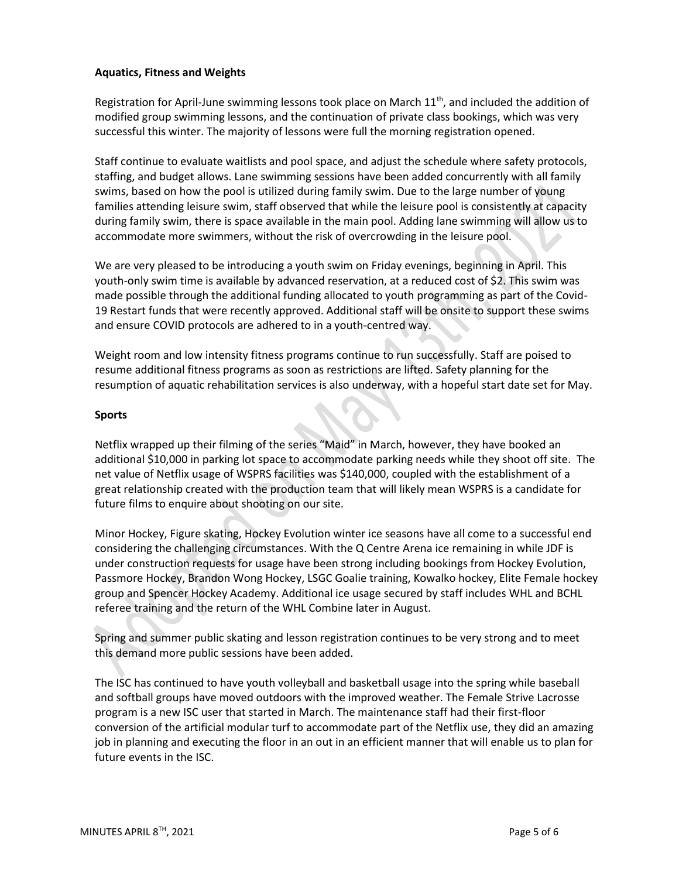**Aquatics, Fitness and Weights**

Registration for April-June swimming lessons took place on March 11th, and included the addition of modified group swimming lessons, and the continuation of private class bookings, which was very successful this winter. The majority of lessons were full the morning registration opened.

Staff continue to evaluate waitlists and pool space, and adjust the schedule where safety protocols, staffing, and budget allows. Lane swimming sessions have been added concurrently with all family swims, based on how the pool is utilized during family swim. Due to the large number of young families attending leisure swim, staff observed that while the leisure pool is consistently at capacity during family swim, there is space available in the main pool. Adding lane swimming will allow us to accommodate more swimmers, without the risk of overcrowding in the leisure pool.

We are very pleased to be introducing a youth swim on Friday evenings, beginning in April. This youth-only swim time is available by advanced reservation, at a reduced cost of $2. This swim was made possible through the additional funding allocated to youth programming as part of the Covid-19 Restart funds that were recently approved. Additional staff will be onsite to support these swims and ensure COVID protocols are adhered to in a youth-centred way.

Weight room and low intensity fitness programs continue to run successfully. Staff are poised to resume additional fitness programs as soon as restrictions are lifted. Safety planning for the resumption of aquatic rehabilitation services is also underway, with a hopeful start date set for May.

**Sports**

Netflix wrapped up their filming of the series "Maid" in March, however, they have booked an additional $10,000 in parking lot space to accommodate parking needs while they shoot off site. The net value of Netflix usage of WSPRS facilities was $140,000, coupled with the establishment of a great relationship created with the production team that will likely mean WSPRS is a candidate for future films to enquire about shooting on our site.

Minor Hockey, Figure skating, Hockey Evolution winter ice seasons have all come to a successful end considering the challenging circumstances. With the Q Centre Arena ice remaining in while JDF is under construction requests for usage have been strong including bookings from Hockey Evolution, Passmore Hockey, Brandon Wong Hockey, LSGC Goalie training, Kowalko hockey, Elite Female hockey group and Spencer Hockey Academy. Additional ice usage secured by staff includes WHL and BCHL referee training and the return of the WHL Combine later in August.

Spring and summer public skating and lesson registration continues to be very strong and to meet this demand more public sessions have been added.

The ISC has continued to have youth volleyball and basketball usage into the spring while baseball and softball groups have moved outdoors with the improved weather. The Female Strive Lacrosse program is a new ISC user that started in March. The maintenance staff had their first-floor conversion of the artificial modular turf to accommodate part of the Netflix use, they did an amazing job in planning and executing the floor in an out in an efficient manner that will enable us to plan for future events in the ISC.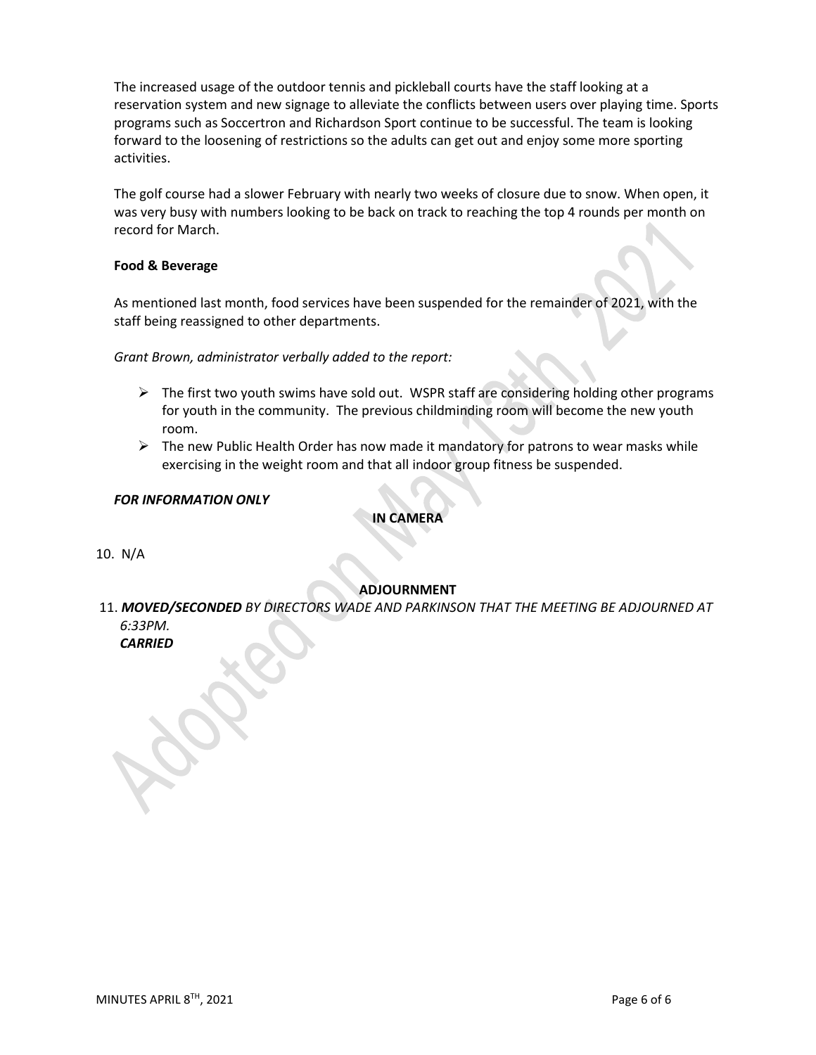The increased usage of the outdoor tennis and pickleball courts have the staff looking at a reservation system and new signage to alleviate the conflicts between users over playing time. Sports programs such as Soccertron and Richardson Sport continue to be successful. The team is looking forward to the loosening of restrictions so the adults can get out and enjoy some more sporting activities.

The golf course had a slower February with nearly two weeks of closure due to snow. When open, it was very busy with numbers looking to be back on track to reaching the top 4 rounds per month on record for March.

**Food & Beverage**

As mentioned last month, food services have been suspended for the remainder of 2021, with the staff being reassigned to other departments.

*Grant Brown, administrator verbally added to the report:*

- The first two youth swims have sold out. WSPR staff are considering holding other programs for youth in the community. The previous childminding room will become the new youth room.
- The new Public Health Order has now made it mandatory for patrons to wear masks while exercising in the weight room and that all indoor group fitness be suspended.

***FOR INFORMATION ONLY***

**IN CAMERA**

10. N/A

**ADJOURNMENT**

11. ***MOVED/SECONDED*** *BY DIRECTORS WADE AND PARKINSON THAT THE MEETING BE ADJOURNED AT 6:33PM.*
    ***CARRIED***

Adopted on May 13th, 2021